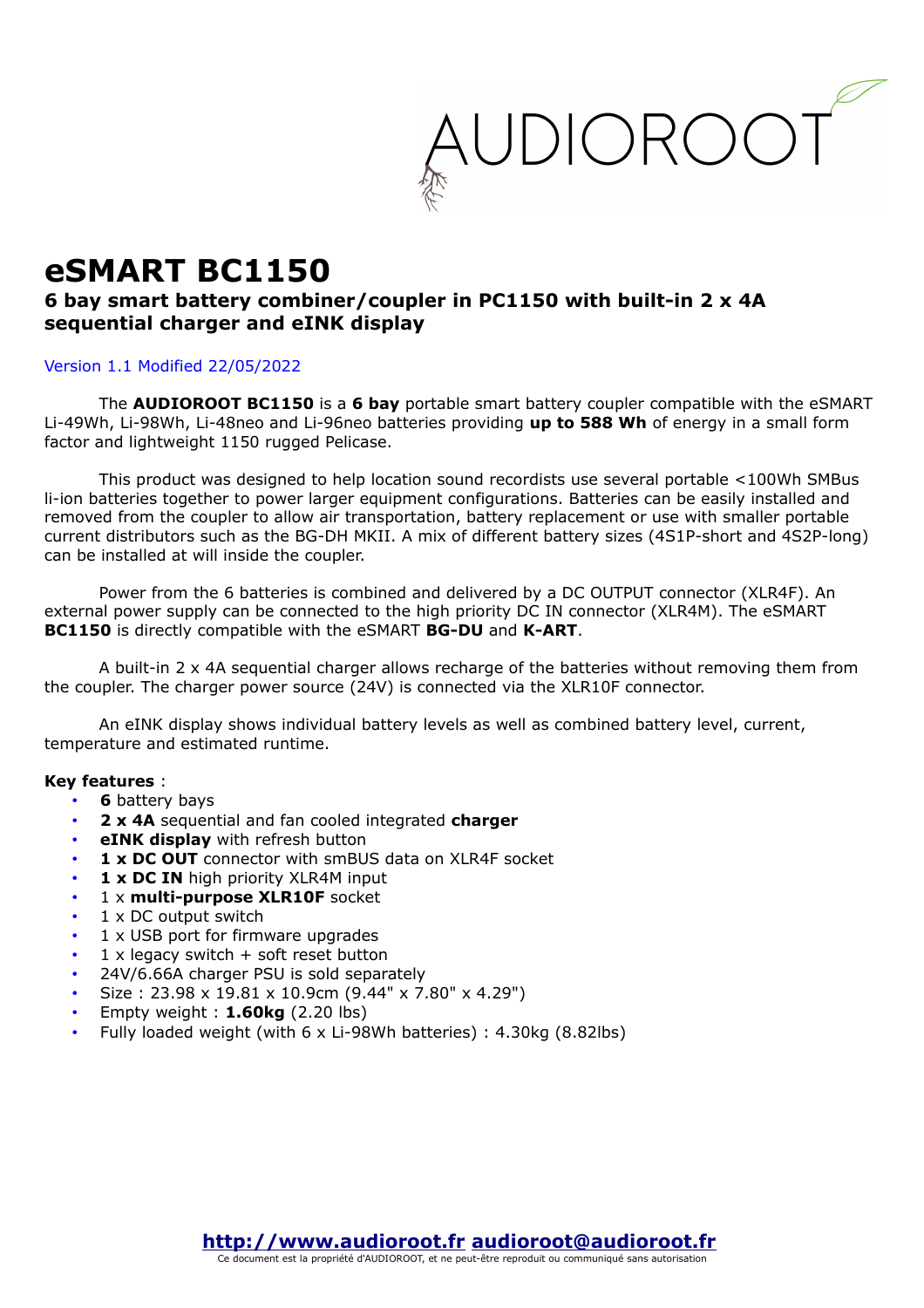# eSMART BC1150

## 6 bay smart battery combiner/coupler in PC1150 with built-in 2 x 4A sequential charger and eINK display

Version 1.1 Modified 22/05/2022

The **AUDIOROOT BC1150** is a **6 bay** portable smart battery coupler compatible with the eSMART Li-49Wh, Li-98Wh, Li-48neo and Li-96neo batteries providing **up to 588 Wh** of energy in a small form factor and lightweight 1150 rugged Pelicase.

This product was designed to help location sound recordists use several portable <100Wh SMBus li-ion batteries together to power larger equipment configurations. Batteries can be easily installed and removed from the coupler to allow air transportation, battery replacement or use with smaller portable current distributors such as the BG-DH MKII. A mix of different battery sizes (4S1P-short and 4S2P-long) can be installed at will inside the coupler.

Power from the 6 batteries is combined and delivered by a DC OUTPUT connector (XLR4F). An external power supply can be connected to the high priority DC IN connector (XLR4M). The eSMART **BC1150** is directly compatible with the eSMART **BG-DU** and **K-ART**.

A built-in 2 x 4A sequential charger allows recharge of the batteries without removing them from the coupler. The charger power source (24V) is connected via the XLR10F connector.

An eINK display shows individual battery levels as well as combined battery level, current, temperature and estimated runtime.

**Key features** :

- **6** battery bays
- **2 x 4A** sequential and fan cooled integrated **charger**
- **eINK display** with refresh button
- **1 x DC OUT** connector with smBUS data on XLR4F socket
- **1 x DC IN** high priority XLR4M input
- 1 x **multi-purpose XLR10F** socket
- 1 x DC output switch
- 1 x USB port for firmware upgrades
- 1 x legacy switch + soft reset button
- 24V/6.66A charger PSU is sold separately
- Size : 23.98 x 19.81 x 10.9cm (9.44" x 7.80" x 4.29")
- Empty weight : **1.60kg** (2.20 lbs)
- Fully loaded weight (with 6 x Li-98Wh batteries) : 4.30kg (8.82lbs)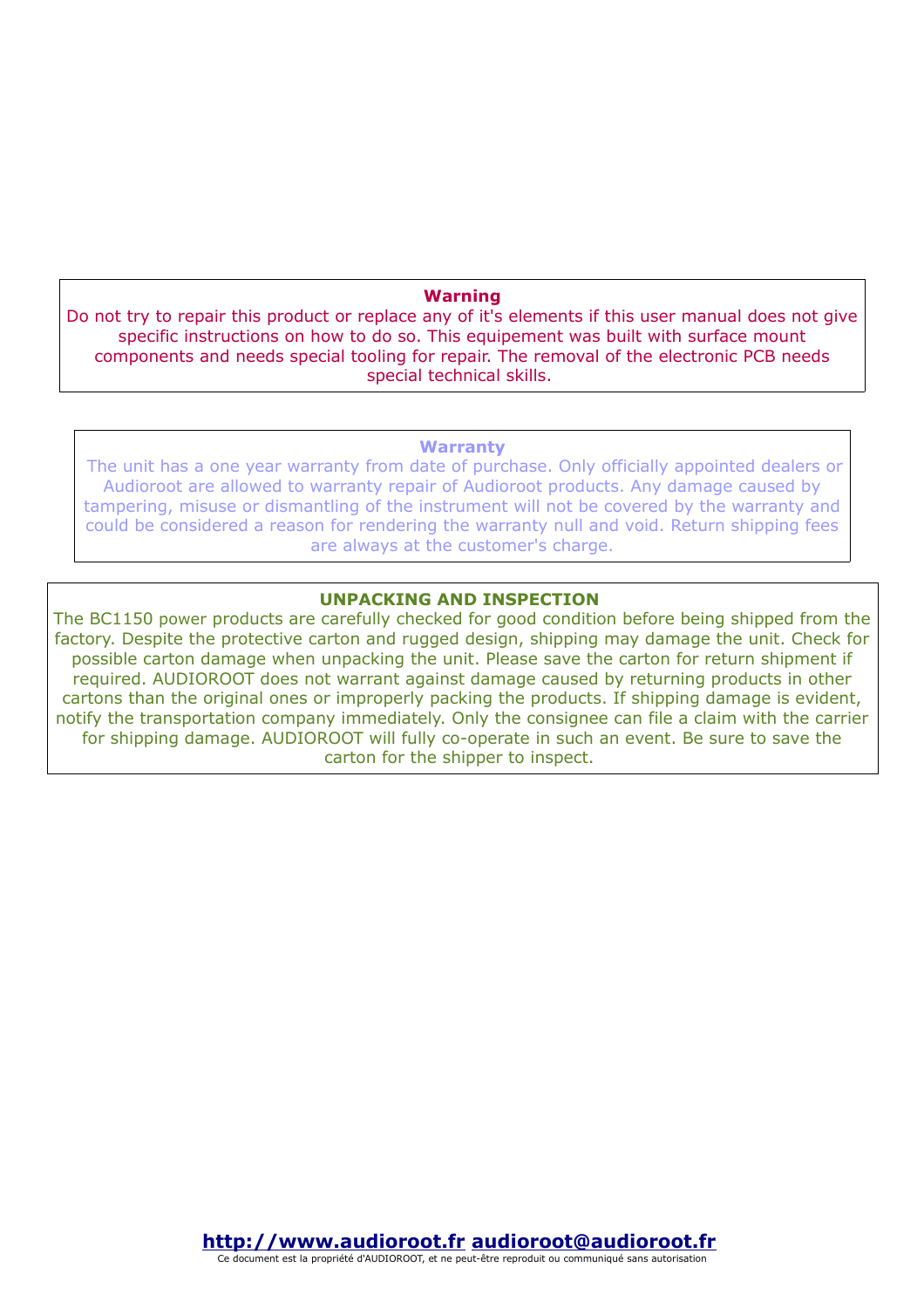**Warning**

Do not try to repair this product or replace any of it's elements if this user manual does not give specific instructions on how to do so. This equipement was built with surface mount components and needs special tooling for repair. The removal of the electronic PCB needs special technical skills.

**Warranty**

The unit has a one year warranty from date of purchase. Only officially appointed dealers or Audioroot are allowed to warranty repair of Audioroot products. Any damage caused by tampering, misuse or dismantling of the instrument will not be covered by the warranty and could be considered a reason for rendering the warranty null and void. Return shipping fees are always at the customer's charge.

**UNPACKING AND INSPECTION**

The BC1150 power products are carefully checked for good condition before being shipped from the factory. Despite the protective carton and rugged design, shipping may damage the unit. Check for possible carton damage when unpacking the unit. Please save the carton for return shipment if required. AUDIOROOT does not warrant against damage caused by returning products in other cartons than the original ones or improperly packing the products. If shipping damage is evident, notify the transportation company immediately. Only the consignee can file a claim with the carrier for shipping damage. AUDIOROOT will fully co-operate in such an event. Be sure to save the carton for the shipper to inspect.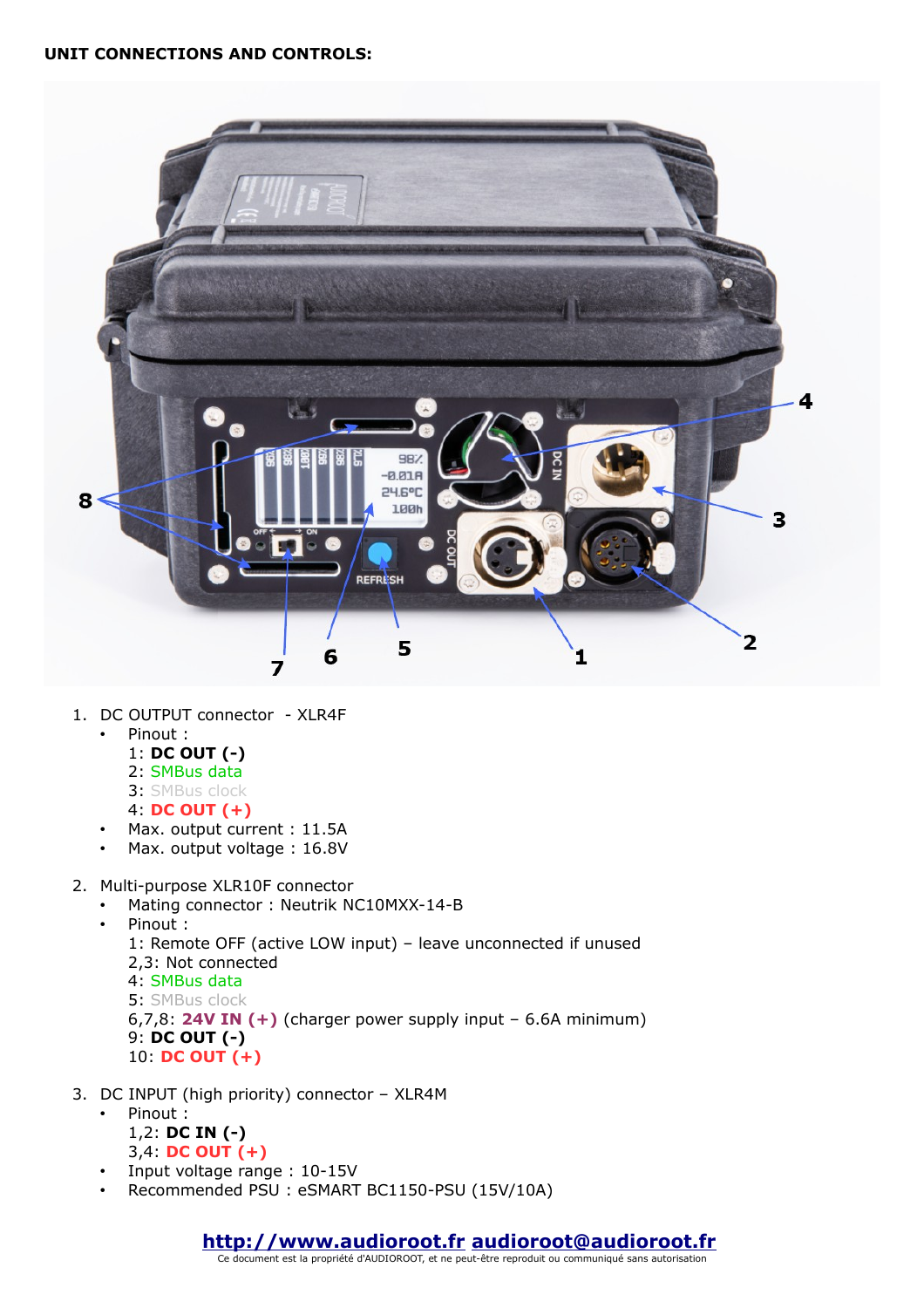**UNIT CONNECTIONS AND CONTROLS:**

1. DC OUTPUT connector - XLR4F
   - Pinout :
     1: **DC OUT (-)**
     2: SMBus data
     3: SMBus clock
     4: **DC OUT (+)**
   - Max. output current : 11.5A
   - Max. output voltage : 16.8V

2. Multi-purpose XLR10F connector
   - Mating connector : Neutrik NC10MXX-14-B
   - Pinout :
     1: Remote OFF (active LOW input) – leave unconnected if unused
     2,3: Not connected
     4: SMBus data
     5: SMBus clock
     6,7,8: **24V IN (+)** (charger power supply input – 6.6A minimum)
     9: **DC OUT (-)**
     10: **DC OUT (+)**

3. DC INPUT (high priority) connector – XLR4M
   - Pinout :
     1,2: **DC IN (-)**
     3,4: **DC OUT (+)**
   - Input voltage range : 10-15V
   - Recommended PSU : eSMART BC1150-PSU (15V/10A)

**http://www.audioroot.fr audioroot@audioroot.fr**
Ce document est la propriété d'AUDIOROOT, et ne peut-être reproduit ou communiqué sans autorisation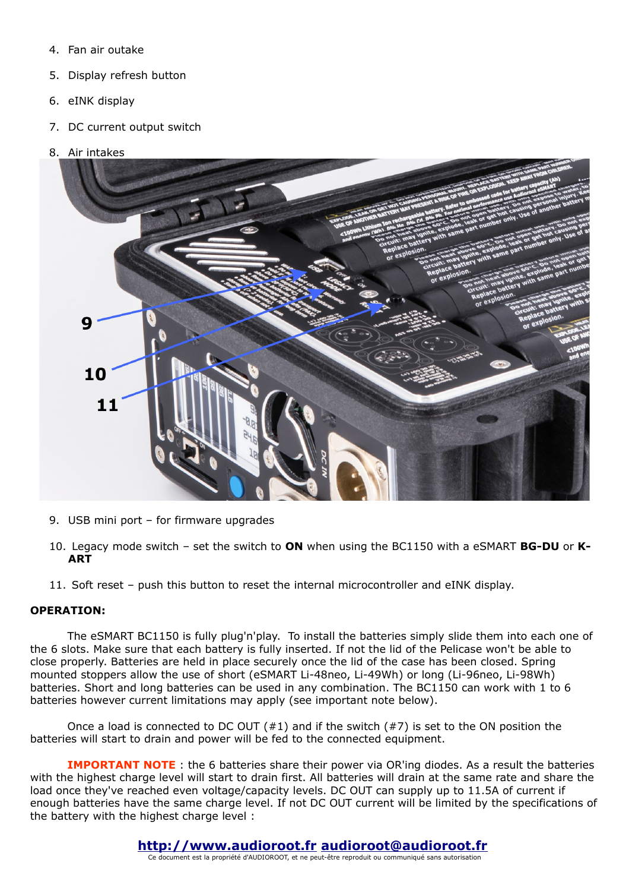4. Fan air outake
5. Display refresh button
6. eINK display
7. DC current output switch
8. Air intakes

9. USB mini port – for firmware upgrades
10. Legacy mode switch – set the switch to **ON** when using the BC1150 with a eSMART **BG-DU** or **K-ART**
11. Soft reset – push this button to reset the internal microcontroller and eINK display.

**OPERATION:**

The eSMART BC1150 is fully plug'n'play. To install the batteries simply slide them into each one of the 6 slots. Make sure that each battery is fully inserted. If not the lid of the Pelicase won't be able to close properly. Batteries are held in place securely once the lid of the case has been closed. Spring mounted stoppers allow the use of short (eSMART Li-48neo, Li-49Wh) or long (Li-96neo, Li-98Wh) batteries. Short and long batteries can be used in any combination. The BC1150 can work with 1 to 6 batteries however current limitations may apply (see important note below).

Once a load is connected to DC OUT (#1) and if the switch (#7) is set to the ON position the batteries will start to drain and power will be fed to the connected equipment.

**IMPORTANT NOTE** : the 6 batteries share their power via OR'ing diodes. As a result the batteries with the highest charge level will start to drain first. All batteries will drain at the same rate and share the load once they've reached even voltage/capacity levels. DC OUT can supply up to 11.5A of current if enough batteries have the same charge level. If not DC OUT current will be limited by the specifications of the battery with the highest charge level :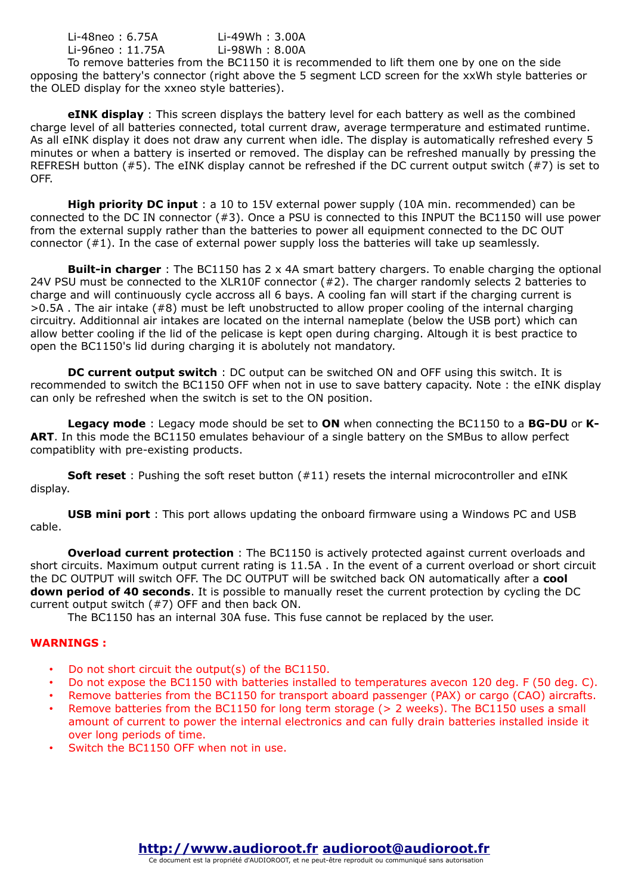Li-48neo : 6.75A  Li-49Wh : 3.00A
Li-96neo : 11.75A  Li-98Wh : 8.00A

To remove batteries from the BC1150 it is recommended to lift them one by one on the side opposing the battery's connector (right above the 5 segment LCD screen for the xxWh style batteries or the OLED display for the xxneo style batteries).

**eINK display** : This screen displays the battery level for each battery as well as the combined charge level of all batteries connected, total current draw, average termperature and estimated runtime. As all eINK display it does not draw any current when idle. The display is automatically refreshed every 5 minutes or when a battery is inserted or removed. The display can be refreshed manually by pressing the REFRESH button (#5). The eINK display cannot be refreshed if the DC current output switch (#7) is set to OFF.

**High priority DC input** : a 10 to 15V external power supply (10A min. recommended) can be connected to the DC IN connector (#3). Once a PSU is connected to this INPUT the BC1150 will use power from the external supply rather than the batteries to power all equipment connected to the DC OUT connector (#1). In the case of external power supply loss the batteries will take up seamlessly.

**Built-in charger** : The BC1150 has 2 x 4A smart battery chargers. To enable charging the optional 24V PSU must be connected to the XLR10F connector (#2). The charger randomly selects 2 batteries to charge and will continuously cycle accross all 6 bays. A cooling fan will start if the charging current is >0.5A . The air intake (#8) must be left unobstructed to allow proper cooling of the internal charging circuitry. Additionnal air intakes are located on the internal nameplate (below the USB port) which can allow better cooling if the lid of the pelicase is kept open during charging. Altough it is best practice to open the BC1150's lid during charging it is abolutely not mandatory.

**DC current output switch** : DC output can be switched ON and OFF using this switch. It is recommended to switch the BC1150 OFF when not in use to save battery capacity. Note : the eINK display can only be refreshed when the switch is set to the ON position.

**Legacy mode** : Legacy mode should be set to **ON** when connecting the BC1150 to a **BG-DU** or **K-ART**. In this mode the BC1150 emulates behaviour of a single battery on the SMBus to allow perfect compatiblity with pre-existing products.

**Soft reset** : Pushing the soft reset button (#11) resets the internal microcontroller and eINK display.

**USB mini port** : This port allows updating the onboard firmware using a Windows PC and USB cable.

**Overload current protection** : The BC1150 is actively protected against current overloads and short circuits. Maximum output current rating is 11.5A . In the event of a current overload or short circuit the DC OUTPUT will switch OFF. The DC OUTPUT will be switched back ON automatically after a **cool down period of 40 seconds**. It is possible to manually reset the current protection by cycling the DC current output switch (#7) OFF and then back ON.

The BC1150 has an internal 30A fuse. This fuse cannot be replaced by the user.

**WARNINGS :**

- Do not short circuit the output(s) of the BC1150.
- Do not expose the BC1150 with batteries installed to temperatures avecon 120 deg. F (50 deg. C).
- Remove batteries from the BC1150 for transport aboard passenger (PAX) or cargo (CAO) aircrafts.
- Remove batteries from the BC1150 for long term storage (> 2 weeks). The BC1150 uses a small amount of current to power the internal electronics and can fully drain batteries installed inside it over long periods of time.
- Switch the BC1150 OFF when not in use.

**http://www.audioroot.fr audioroot@audioroot.fr**

Ce document est la propriété d'AUDIOROOT, et ne peut-être reproduit ou communiqué sans autorisation